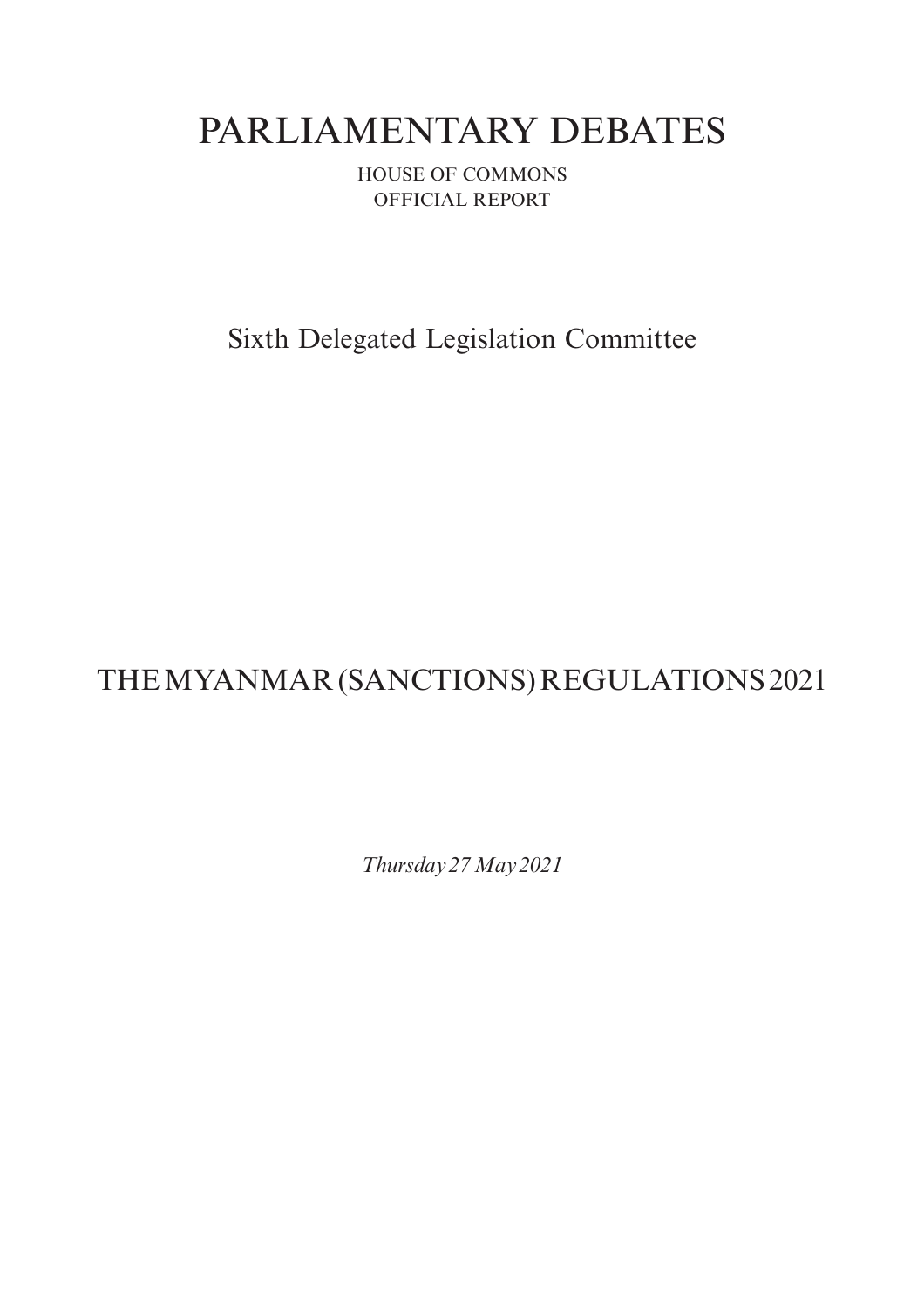# PARLIAMENTARY DEBATES

HOUSE OF COMMONS

OFFICIAL REPORT

## Sixth Delegated Legislation Committee

## THE MYANMAR (SANCTIONS) REGULATIONS 2021

*Thursday 27 May 2021*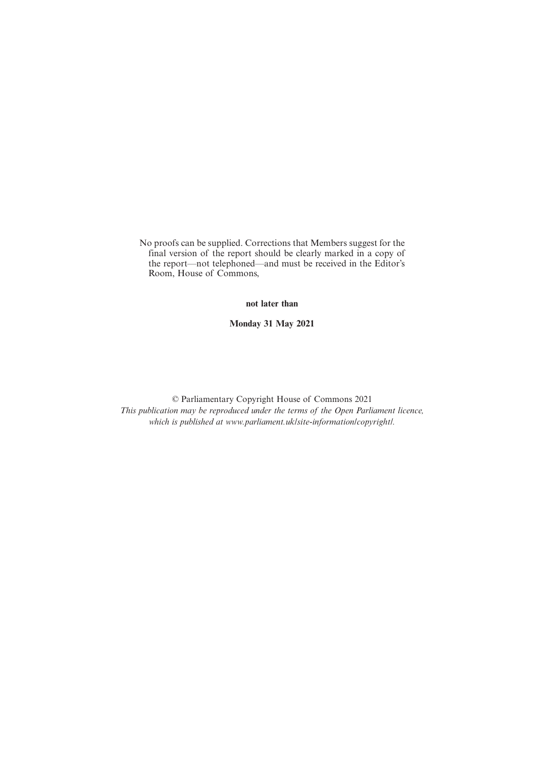No proofs can be supplied. Corrections that Members suggest for the final version of the report should be clearly marked in a copy of the report—not telephoned—and must be received in the Editor's Room, House of Commons,

**not later than**

**Monday 31 May 2021**

© Parliamentary Copyright House of Commons 2021

*This publication may be reproduced under the terms of the Open Parliament licence, which is published at www.parliament.uk/site-information/copyright/.*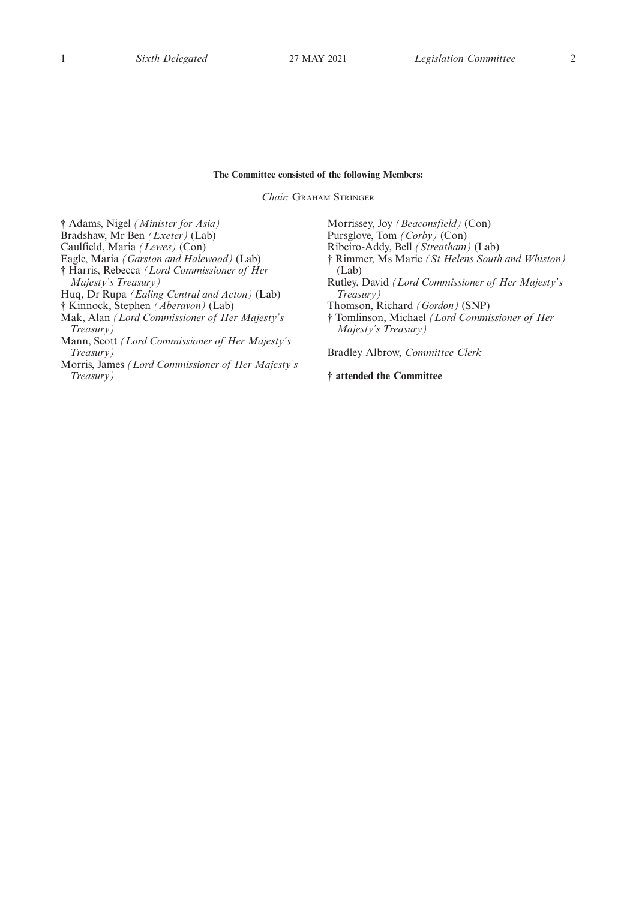**The Committee consisted of the following Members:**

*Chair:* Graham Stringer

† Adams, Nigel *(Minister for Asia)*
Bradshaw, Mr Ben *(Exeter)* (Lab)
Caulfield, Maria *(Lewes)* (Con)
Eagle, Maria *(Garston and Halewood)* (Lab)
† Harris, Rebecca *(Lord Commissioner of Her Majesty's Treasury)*
Huq, Dr Rupa *(Ealing Central and Acton)* (Lab)
† Kinnock, Stephen *(Aberavon)* (Lab)
Mak, Alan *(Lord Commissioner of Her Majesty's Treasury)*
Mann, Scott *(Lord Commissioner of Her Majesty's Treasury)*
Morris, James *(Lord Commissioner of Her Majesty's Treasury)*
Morrissey, Joy *(Beaconsfield)* (Con)
Pursglove, Tom *(Corby)* (Con)
Ribeiro-Addy, Bell *(Streatham)* (Lab)
† Rimmer, Ms Marie *(St Helens South and Whiston)* (Lab)
Rutley, David *(Lord Commissioner of Her Majesty's Treasury)*
Thomson, Richard *(Gordon)* (SNP)
† Tomlinson, Michael *(Lord Commissioner of Her Majesty's Treasury)*

Bradley Albrow, *Committee Clerk*

**† attended the Committee**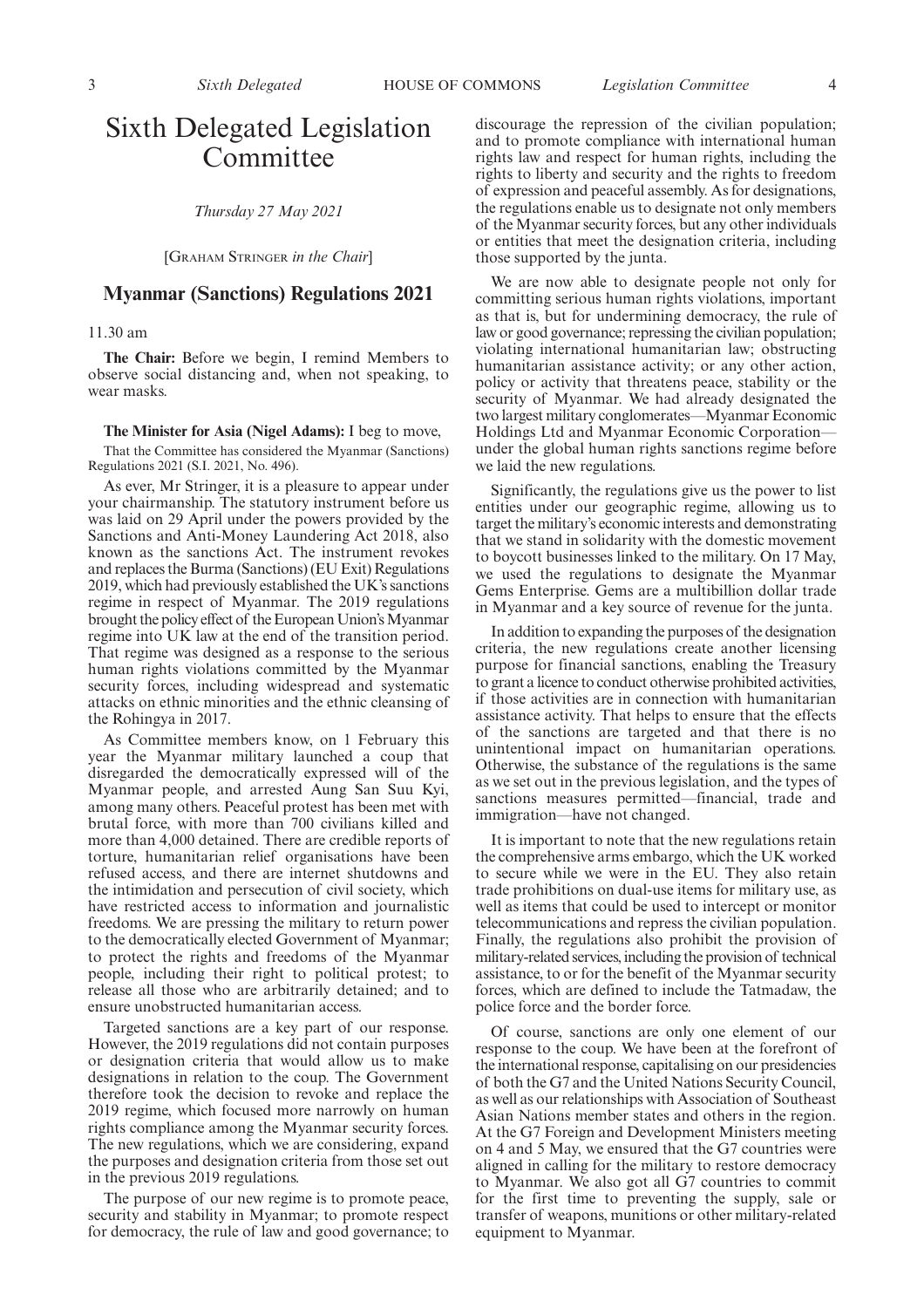# Sixth Delegated Legislation Committee

*Thursday 27 May 2021*

[Graham Stringer *in the Chair*]

## Myanmar (Sanctions) Regulations 2021

11.30 am

**The Chair:** Before we begin, I remind Members to observe social distancing and, when not speaking, to wear masks.

**The Minister for Asia (Nigel Adams):** I beg to move,

That the Committee has considered the Myanmar (Sanctions) Regulations 2021 (S.I. 2021, No. 496).

As ever, Mr Stringer, it is a pleasure to appear under your chairmanship. The statutory instrument before us was laid on 29 April under the powers provided by the Sanctions and Anti-Money Laundering Act 2018, also known as the sanctions Act. The instrument revokes and replaces the Burma (Sanctions) (EU Exit) Regulations 2019, which had previously established the UK's sanctions regime in respect of Myanmar. The 2019 regulations brought the policy effect of the European Union's Myanmar regime into UK law at the end of the transition period. That regime was designed as a response to the serious human rights violations committed by the Myanmar security forces, including widespread and systematic attacks on ethnic minorities and the ethnic cleansing of the Rohingya in 2017.

As Committee members know, on 1 February this year the Myanmar military launched a coup that disregarded the democratically expressed will of the Myanmar people, and arrested Aung San Suu Kyi, among many others. Peaceful protest has been met with brutal force, with more than 700 civilians killed and more than 4,000 detained. There are credible reports of torture, humanitarian relief organisations have been refused access, and there are internet shutdowns and the intimidation and persecution of civil society, which have restricted access to information and journalistic freedoms. We are pressing the military to return power to the democratically elected Government of Myanmar; to protect the rights and freedoms of the Myanmar people, including their right to political protest; to release all those who are arbitrarily detained; and to ensure unobstructed humanitarian access.

Targeted sanctions are a key part of our response. However, the 2019 regulations did not contain purposes or designation criteria that would allow us to make designations in relation to the coup. The Government therefore took the decision to revoke and replace the 2019 regime, which focused more narrowly on human rights compliance among the Myanmar security forces. The new regulations, which we are considering, expand the purposes and designation criteria from those set out in the previous 2019 regulations.

The purpose of our new regime is to promote peace, security and stability in Myanmar; to promote respect for democracy, the rule of law and good governance; to discourage the repression of the civilian population; and to promote compliance with international human rights law and respect for human rights, including the rights to liberty and security and the rights to freedom of expression and peaceful assembly. As for designations, the regulations enable us to designate not only members of the Myanmar security forces, but any other individuals or entities that meet the designation criteria, including those supported by the junta.

We are now able to designate people not only for committing serious human rights violations, important as that is, but for undermining democracy, the rule of law or good governance; repressing the civilian population; violating international humanitarian law; obstructing humanitarian assistance activity; or any other action, policy or activity that threatens peace, stability or the security of Myanmar. We had already designated the two largest military conglomerates—Myanmar Economic Holdings Ltd and Myanmar Economic Corporation—under the global human rights sanctions regime before we laid the new regulations.

Significantly, the regulations give us the power to list entities under our geographic regime, allowing us to target the military's economic interests and demonstrating that we stand in solidarity with the domestic movement to boycott businesses linked to the military. On 17 May, we used the regulations to designate the Myanmar Gems Enterprise. Gems are a multibillion dollar trade in Myanmar and a key source of revenue for the junta.

In addition to expanding the purposes of the designation criteria, the new regulations create another licensing purpose for financial sanctions, enabling the Treasury to grant a licence to conduct otherwise prohibited activities, if those activities are in connection with humanitarian assistance activity. That helps to ensure that the effects of the sanctions are targeted and that there is no unintentional impact on humanitarian operations. Otherwise, the substance of the regulations is the same as we set out in the previous legislation, and the types of sanctions measures permitted—financial, trade and immigration—have not changed.

It is important to note that the new regulations retain the comprehensive arms embargo, which the UK worked to secure while we were in the EU. They also retain trade prohibitions on dual-use items for military use, as well as items that could be used to intercept or monitor telecommunications and repress the civilian population. Finally, the regulations also prohibit the provision of military-related services, including the provision of technical assistance, to or for the benefit of the Myanmar security forces, which are defined to include the Tatmadaw, the police force and the border force.

Of course, sanctions are only one element of our response to the coup. We have been at the forefront of the international response, capitalising on our presidencies of both the G7 and the United Nations Security Council, as well as our relationships with Association of Southeast Asian Nations member states and others in the region. At the G7 Foreign and Development Ministers meeting on 4 and 5 May, we ensured that the G7 countries were aligned in calling for the military to restore democracy to Myanmar. We also got all G7 countries to commit for the first time to preventing the supply, sale or transfer of weapons, munitions or other military-related equipment to Myanmar.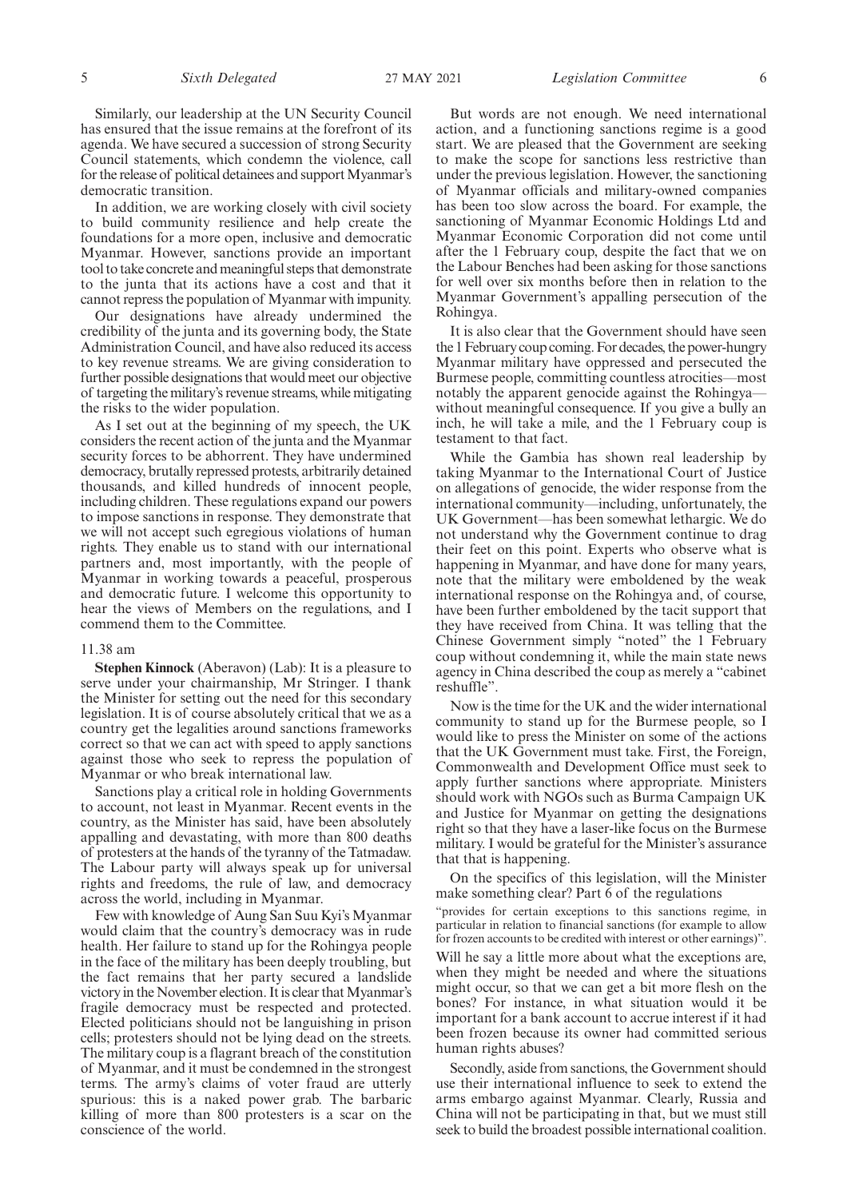Similarly, our leadership at the UN Security Council has ensured that the issue remains at the forefront of its agenda. We have secured a succession of strong Security Council statements, which condemn the violence, call for the release of political detainees and support Myanmar's democratic transition.

In addition, we are working closely with civil society to build community resilience and help create the foundations for a more open, inclusive and democratic Myanmar. However, sanctions provide an important tool to take concrete and meaningful steps that demonstrate to the junta that its actions have a cost and that it cannot repress the population of Myanmar with impunity.

Our designations have already undermined the credibility of the junta and its governing body, the State Administration Council, and have also reduced its access to key revenue streams. We are giving consideration to further possible designations that would meet our objective of targeting the military's revenue streams, while mitigating the risks to the wider population.

As I set out at the beginning of my speech, the UK considers the recent action of the junta and the Myanmar security forces to be abhorrent. They have undermined democracy, brutally repressed protests, arbitrarily detained thousands, and killed hundreds of innocent people, including children. These regulations expand our powers to impose sanctions in response. They demonstrate that we will not accept such egregious violations of human rights. They enable us to stand with our international partners and, most importantly, with the people of Myanmar in working towards a peaceful, prosperous and democratic future. I welcome this opportunity to hear the views of Members on the regulations, and I commend them to the Committee.

11.38 am

**Stephen Kinnock** (Aberavon) (Lab): It is a pleasure to serve under your chairmanship, Mr Stringer. I thank the Minister for setting out the need for this secondary legislation. It is of course absolutely critical that we as a country get the legalities around sanctions frameworks correct so that we can act with speed to apply sanctions against those who seek to repress the population of Myanmar or who break international law.

Sanctions play a critical role in holding Governments to account, not least in Myanmar. Recent events in the country, as the Minister has said, have been absolutely appalling and devastating, with more than 800 deaths of protesters at the hands of the tyranny of the Tatmadaw. The Labour party will always speak up for universal rights and freedoms, the rule of law, and democracy across the world, including in Myanmar.

Few with knowledge of Aung San Suu Kyi's Myanmar would claim that the country's democracy was in rude health. Her failure to stand up for the Rohingya people in the face of the military has been deeply troubling, but the fact remains that her party secured a landslide victory in the November election. It is clear that Myanmar's fragile democracy must be respected and protected. Elected politicians should not be languishing in prison cells; protesters should not be lying dead on the streets. The military coup is a flagrant breach of the constitution of Myanmar, and it must be condemned in the strongest terms. The army's claims of voter fraud are utterly spurious: this is a naked power grab. The barbaric killing of more than 800 protesters is a scar on the conscience of the world.

But words are not enough. We need international action, and a functioning sanctions regime is a good start. We are pleased that the Government are seeking to make the scope for sanctions less restrictive than under the previous legislation. However, the sanctioning of Myanmar officials and military-owned companies has been too slow across the board. For example, the sanctioning of Myanmar Economic Holdings Ltd and Myanmar Economic Corporation did not come until after the 1 February coup, despite the fact that we on the Labour Benches had been asking for those sanctions for well over six months before then in relation to the Myanmar Government's appalling persecution of the Rohingya.

It is also clear that the Government should have seen the 1 February coup coming. For decades, the power-hungry Myanmar military have oppressed and persecuted the Burmese people, committing countless atrocities—most notably the apparent genocide against the Rohingya—without meaningful consequence. If you give a bully an inch, he will take a mile, and the 1 February coup is testament to that fact.

While the Gambia has shown real leadership by taking Myanmar to the International Court of Justice on allegations of genocide, the wider response from the international community—including, unfortunately, the UK Government—has been somewhat lethargic. We do not understand why the Government continue to drag their feet on this point. Experts who observe what is happening in Myanmar, and have done for many years, note that the military were emboldened by the weak international response on the Rohingya and, of course, have been further emboldened by the tacit support that they have received from China. It was telling that the Chinese Government simply "noted" the 1 February coup without condemning it, while the main state news agency in China described the coup as merely a "cabinet reshuffle".

Now is the time for the UK and the wider international community to stand up for the Burmese people, so I would like to press the Minister on some of the actions that the UK Government must take. First, the Foreign, Commonwealth and Development Office must seek to apply further sanctions where appropriate. Ministers should work with NGOs such as Burma Campaign UK and Justice for Myanmar on getting the designations right so that they have a laser-like focus on the Burmese military. I would be grateful for the Minister's assurance that that is happening.

On the specifics of this legislation, will the Minister make something clear? Part 6 of the regulations

> "provides for certain exceptions to this sanctions regime, in particular in relation to financial sanctions (for example to allow for frozen accounts to be credited with interest or other earnings)".

Will he say a little more about what the exceptions are, when they might be needed and where the situations might occur, so that we can get a bit more flesh on the bones? For instance, in what situation would it be important for a bank account to accrue interest if it had been frozen because its owner had committed serious human rights abuses?

Secondly, aside from sanctions, the Government should use their international influence to seek to extend the arms embargo against Myanmar. Clearly, Russia and China will not be participating in that, but we must still seek to build the broadest possible international coalition.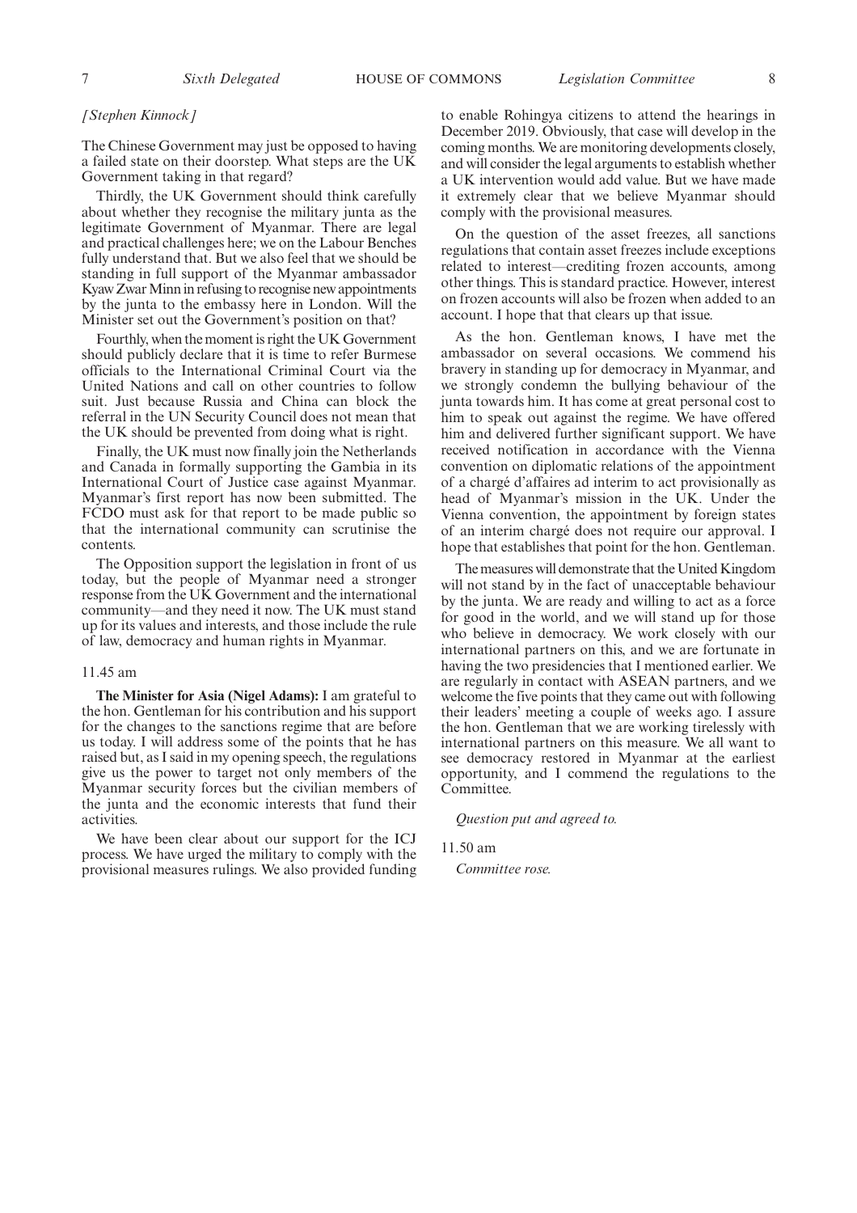*[Stephen Kinnock]*

The Chinese Government may just be opposed to having a failed state on their doorstep. What steps are the UK Government taking in that regard?

Thirdly, the UK Government should think carefully about whether they recognise the military junta as the legitimate Government of Myanmar. There are legal and practical challenges here; we on the Labour Benches fully understand that. But we also feel that we should be standing in full support of the Myanmar ambassador Kyaw Zwar Minn in refusing to recognise new appointments by the junta to the embassy here in London. Will the Minister set out the Government's position on that?

Fourthly, when the moment is right the UK Government should publicly declare that it is time to refer Burmese officials to the International Criminal Court via the United Nations and call on other countries to follow suit. Just because Russia and China can block the referral in the UN Security Council does not mean that the UK should be prevented from doing what is right.

Finally, the UK must now finally join the Netherlands and Canada in formally supporting the Gambia in its International Court of Justice case against Myanmar. Myanmar's first report has now been submitted. The FCDO must ask for that report to be made public so that the international community can scrutinise the contents.

The Opposition support the legislation in front of us today, but the people of Myanmar need a stronger response from the UK Government and the international community—and they need it now. The UK must stand up for its values and interests, and those include the rule of law, democracy and human rights in Myanmar.

11.45 am

**The Minister for Asia (Nigel Adams):** I am grateful to the hon. Gentleman for his contribution and his support for the changes to the sanctions regime that are before us today. I will address some of the points that he has raised but, as I said in my opening speech, the regulations give us the power to target not only members of the Myanmar security forces but the civilian members of the junta and the economic interests that fund their activities.

We have been clear about our support for the ICJ process. We have urged the military to comply with the provisional measures rulings. We also provided funding to enable Rohingya citizens to attend the hearings in December 2019. Obviously, that case will develop in the coming months. We are monitoring developments closely, and will consider the legal arguments to establish whether a UK intervention would add value. But we have made it extremely clear that we believe Myanmar should comply with the provisional measures.

On the question of the asset freezes, all sanctions regulations that contain asset freezes include exceptions related to interest—crediting frozen accounts, among other things. This is standard practice. However, interest on frozen accounts will also be frozen when added to an account. I hope that that clears up that issue.

As the hon. Gentleman knows, I have met the ambassador on several occasions. We commend his bravery in standing up for democracy in Myanmar, and we strongly condemn the bullying behaviour of the junta towards him. It has come at great personal cost to him to speak out against the regime. We have offered him and delivered further significant support. We have received notification in accordance with the Vienna convention on diplomatic relations of the appointment of a chargé d'affaires ad interim to act provisionally as head of Myanmar's mission in the UK. Under the Vienna convention, the appointment by foreign states of an interim chargé does not require our approval. I hope that establishes that point for the hon. Gentleman.

The measures will demonstrate that the United Kingdom will not stand by in the fact of unacceptable behaviour by the junta. We are ready and willing to act as a force for good in the world, and we will stand up for those who believe in democracy. We work closely with our international partners on this, and we are fortunate in having the two presidencies that I mentioned earlier. We are regularly in contact with ASEAN partners, and we welcome the five points that they came out with following their leaders' meeting a couple of weeks ago. I assure the hon. Gentleman that we are working tirelessly with international partners on this measure. We all want to see democracy restored in Myanmar at the earliest opportunity, and I commend the regulations to the Committee.

*Question put and agreed to.*

11.50 am

*Committee rose.*